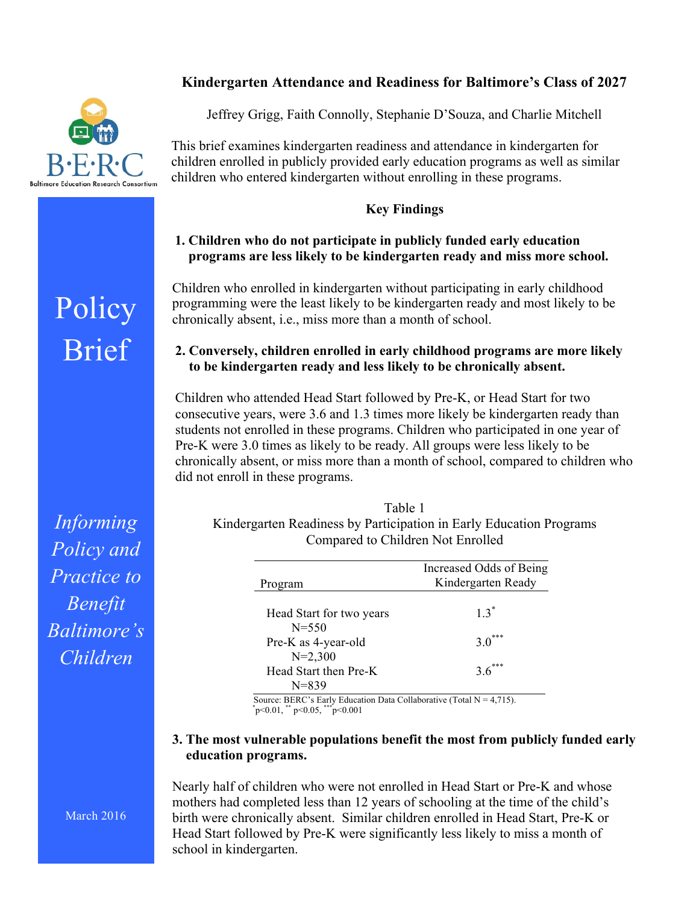# Kindergarten Attendance and Readiness for Baltimore's Class of 2027

Jeffrey Grigg, Faith Connolly, Stephanie D'Souza, and Charlie Mitchell

B·E·R·C
Baltimore Education Research Consortium

**Policy Brief**

*Informing Policy and Practice to Benefit Baltimore's Children*

March 2016

This brief examines kindergarten readiness and attendance in kindergarten for children enrolled in publicly provided early education programs as well as similar children who entered kindergarten without enrolling in these programs.

## Key Findings

**1. Children who do not participate in publicly funded early education programs are less likely to be kindergarten ready and miss more school.**

Children who enrolled in kindergarten without participating in early childhood programming were the least likely to be kindergarten ready and most likely to be chronically absent, i.e., miss more than a month of school.

**2. Conversely, children enrolled in early childhood programs are more likely to be kindergarten ready and less likely to be chronically absent.**

Children who attended Head Start followed by Pre-K, or Head Start for two consecutive years, were 3.6 and 1.3 times more likely be kindergarten ready than students not enrolled in these programs. Children who participated in one year of Pre-K were 3.0 times as likely to be ready. All groups were less likely to be chronically absent, or miss more than a month of school, compared to children who did not enroll in these programs.

Table 1
Kindergarten Readiness by Participation in Early Education Programs Compared to Children Not Enrolled

| Program | Increased Odds of Being Kindergarten Ready |
|---|---|
| Head Start for two years N=550 | 1.3* |
| Pre-K as 4-year-old N=2,300 | 3.0*** |
| Head Start then Pre-K N=839 | 3.6*** |

Source: BERC's Early Education Data Collaborative (Total N = 4,715).
*$p<0.01$, ** $p<0.05$, ***$p<0.001$

**3. The most vulnerable populations benefit the most from publicly funded early education programs.**

Nearly half of children who were not enrolled in Head Start or Pre-K and whose mothers had completed less than 12 years of schooling at the time of the child's birth were chronically absent. Similar children enrolled in Head Start, Pre-K or Head Start followed by Pre-K were significantly less likely to miss a month of school in kindergarten.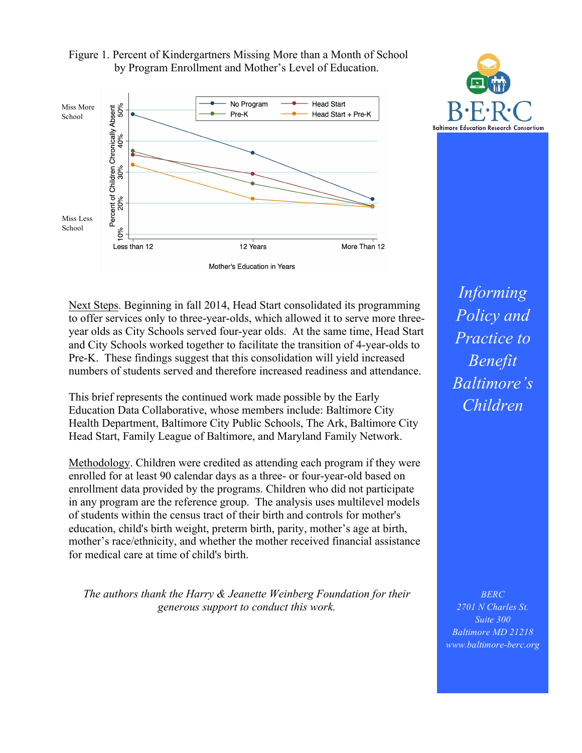Figure 1. Percent of Kindergartners Missing More than a Month of School by Program Enrollment and Mother's Level of Education.

Miss More School

Miss Less School

Percent of Children Chronically Absent

10%
20%
30%
40%
50%

No Program
Pre-K
Head Start
Head Start + Pre-K

Less than 12
12 Years
More Than 12

Mother's Education in Years

B·E·R·C

Baltimore Education Research Consortium

*Informing Policy and Practice to Benefit Baltimore's Children*

Next Steps. Beginning in fall 2014, Head Start consolidated its programming to offer services only to three-year-olds, which allowed it to serve more three-year olds as City Schools served four-year olds. At the same time, Head Start and City Schools worked together to facilitate the transition of 4-year-olds to Pre-K. These findings suggest that this consolidation will yield increased numbers of students served and therefore increased readiness and attendance.

This brief represents the continued work made possible by the Early Education Data Collaborative, whose members include: Baltimore City Health Department, Baltimore City Public Schools, The Ark, Baltimore City Head Start, Family League of Baltimore, and Maryland Family Network.

Methodology. Children were credited as attending each program if they were enrolled for at least 90 calendar days as a three- or four-year-old based on enrollment data provided by the programs. Children who did not participate in any program are the reference group. The analysis uses multilevel models of students within the census tract of their birth and controls for mother's education, child's birth weight, preterm birth, parity, mother's age at birth, mother's race/ethnicity, and whether the mother received financial assistance for medical care at time of child's birth.

*The authors thank the Harry & Jeanette Weinberg Foundation for their generous support to conduct this work.*

*BERC*
*2701 N Charles St.*
*Suite 300*
*Baltimore MD 21218*
*www.baltimore-berc.org*